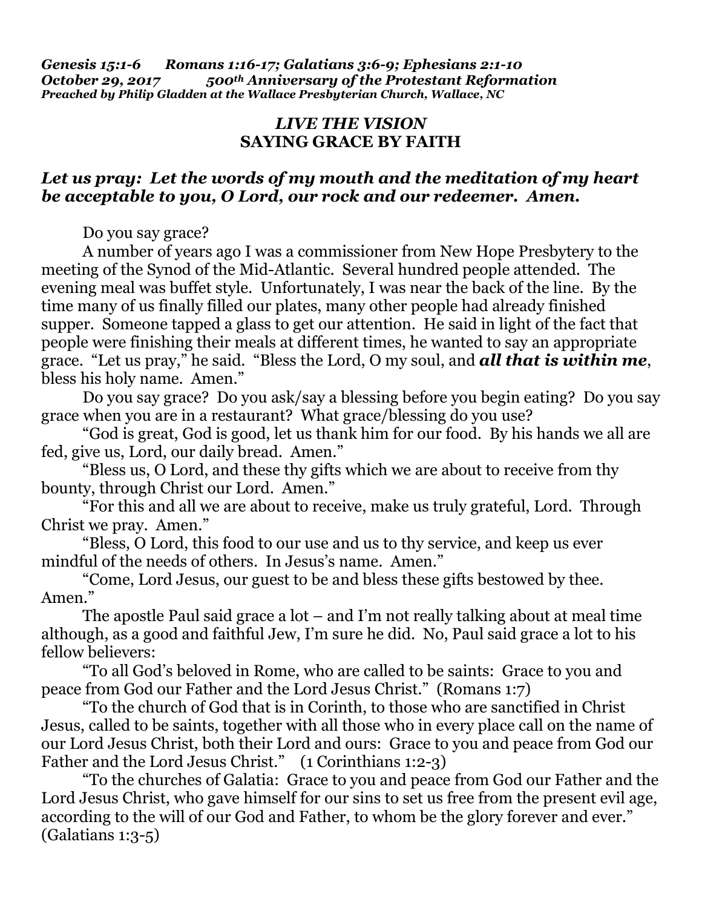***Genesis 15:1-6 Romans 1:16-17; Galatians 3:6-9; Ephesians 2:1-10***
***October 29, 2017 500th Anniversary of the Protestant Reformation***
***Preached by Philip Gladden at the Wallace Presbyterian Church, Wallace, NC***

## *LIVE THE VISION*
## SAYING GRACE BY FAITH

***Let us pray: Let the words of my mouth and the meditation of my heart be acceptable to you, O Lord, our rock and our redeemer. Amen.***

Do you say grace?

A number of years ago I was a commissioner from New Hope Presbytery to the meeting of the Synod of the Mid-Atlantic. Several hundred people attended. The evening meal was buffet style. Unfortunately, I was near the back of the line. By the time many of us finally filled our plates, many other people had already finished supper. Someone tapped a glass to get our attention. He said in light of the fact that people were finishing their meals at different times, he wanted to say an appropriate grace. "Let us pray," he said. "Bless the Lord, O my soul, and ***all that is within me***, bless his holy name. Amen."

Do you say grace? Do you ask/say a blessing before you begin eating? Do you say grace when you are in a restaurant? What grace/blessing do you use?

"God is great, God is good, let us thank him for our food. By his hands we all are fed, give us, Lord, our daily bread. Amen."

"Bless us, O Lord, and these thy gifts which we are about to receive from thy bounty, through Christ our Lord. Amen."

"For this and all we are about to receive, make us truly grateful, Lord. Through Christ we pray. Amen."

"Bless, O Lord, this food to our use and us to thy service, and keep us ever mindful of the needs of others. In Jesus's name. Amen."

"Come, Lord Jesus, our guest to be and bless these gifts bestowed by thee. Amen."

The apostle Paul said grace a lot – and I'm not really talking about at meal time although, as a good and faithful Jew, I'm sure he did. No, Paul said grace a lot to his fellow believers:

"To all God's beloved in Rome, who are called to be saints: Grace to you and peace from God our Father and the Lord Jesus Christ." (Romans 1:7)

"To the church of God that is in Corinth, to those who are sanctified in Christ Jesus, called to be saints, together with all those who in every place call on the name of our Lord Jesus Christ, both their Lord and ours: Grace to you and peace from God our Father and the Lord Jesus Christ." (1 Corinthians 1:2-3)

"To the churches of Galatia: Grace to you and peace from God our Father and the Lord Jesus Christ, who gave himself for our sins to set us free from the present evil age, according to the will of our God and Father, to whom be the glory forever and ever." (Galatians 1:3-5)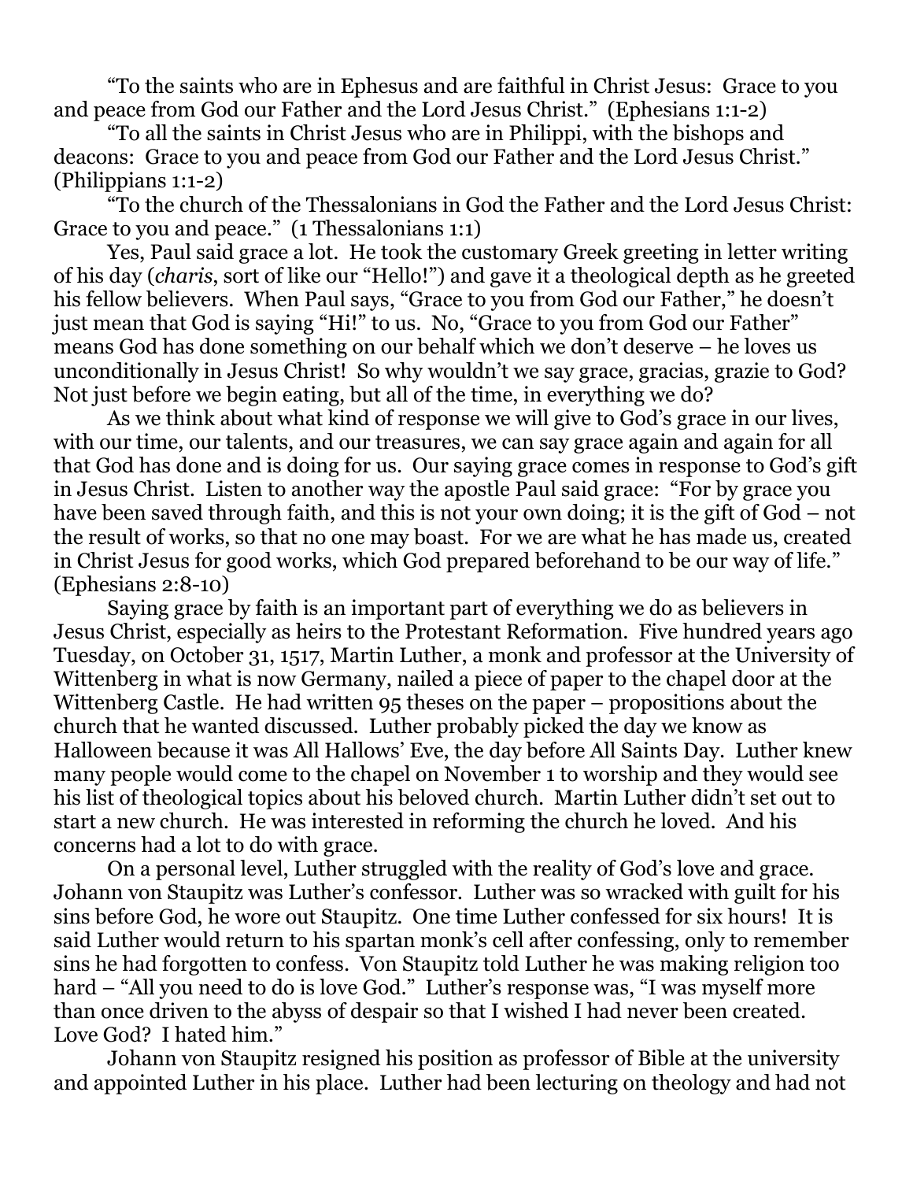"To the saints who are in Ephesus and are faithful in Christ Jesus: Grace to you and peace from God our Father and the Lord Jesus Christ." (Ephesians 1:1-2)

"To all the saints in Christ Jesus who are in Philippi, with the bishops and deacons: Grace to you and peace from God our Father and the Lord Jesus Christ." (Philippians 1:1-2)

"To the church of the Thessalonians in God the Father and the Lord Jesus Christ: Grace to you and peace." (1 Thessalonians 1:1)

Yes, Paul said grace a lot. He took the customary Greek greeting in letter writing of his day (*charis*, sort of like our "Hello!") and gave it a theological depth as he greeted his fellow believers. When Paul says, "Grace to you from God our Father," he doesn't just mean that God is saying "Hi!" to us. No, "Grace to you from God our Father" means God has done something on our behalf which we don't deserve – he loves us unconditionally in Jesus Christ! So why wouldn't we say grace, gracias, grazie to God? Not just before we begin eating, but all of the time, in everything we do?

As we think about what kind of response we will give to God's grace in our lives, with our time, our talents, and our treasures, we can say grace again and again for all that God has done and is doing for us. Our saying grace comes in response to God's gift in Jesus Christ. Listen to another way the apostle Paul said grace: "For by grace you have been saved through faith, and this is not your own doing; it is the gift of God – not the result of works, so that no one may boast. For we are what he has made us, created in Christ Jesus for good works, which God prepared beforehand to be our way of life." (Ephesians 2:8-10)

Saying grace by faith is an important part of everything we do as believers in Jesus Christ, especially as heirs to the Protestant Reformation. Five hundred years ago Tuesday, on October 31, 1517, Martin Luther, a monk and professor at the University of Wittenberg in what is now Germany, nailed a piece of paper to the chapel door at the Wittenberg Castle. He had written 95 theses on the paper – propositions about the church that he wanted discussed. Luther probably picked the day we know as Halloween because it was All Hallows' Eve, the day before All Saints Day. Luther knew many people would come to the chapel on November 1 to worship and they would see his list of theological topics about his beloved church. Martin Luther didn't set out to start a new church. He was interested in reforming the church he loved. And his concerns had a lot to do with grace.

On a personal level, Luther struggled with the reality of God's love and grace. Johann von Staupitz was Luther's confessor. Luther was so wracked with guilt for his sins before God, he wore out Staupitz. One time Luther confessed for six hours! It is said Luther would return to his spartan monk's cell after confessing, only to remember sins he had forgotten to confess. Von Staupitz told Luther he was making religion too hard – "All you need to do is love God." Luther's response was, "I was myself more than once driven to the abyss of despair so that I wished I had never been created. Love God? I hated him."

Johann von Staupitz resigned his position as professor of Bible at the university and appointed Luther in his place. Luther had been lecturing on theology and had not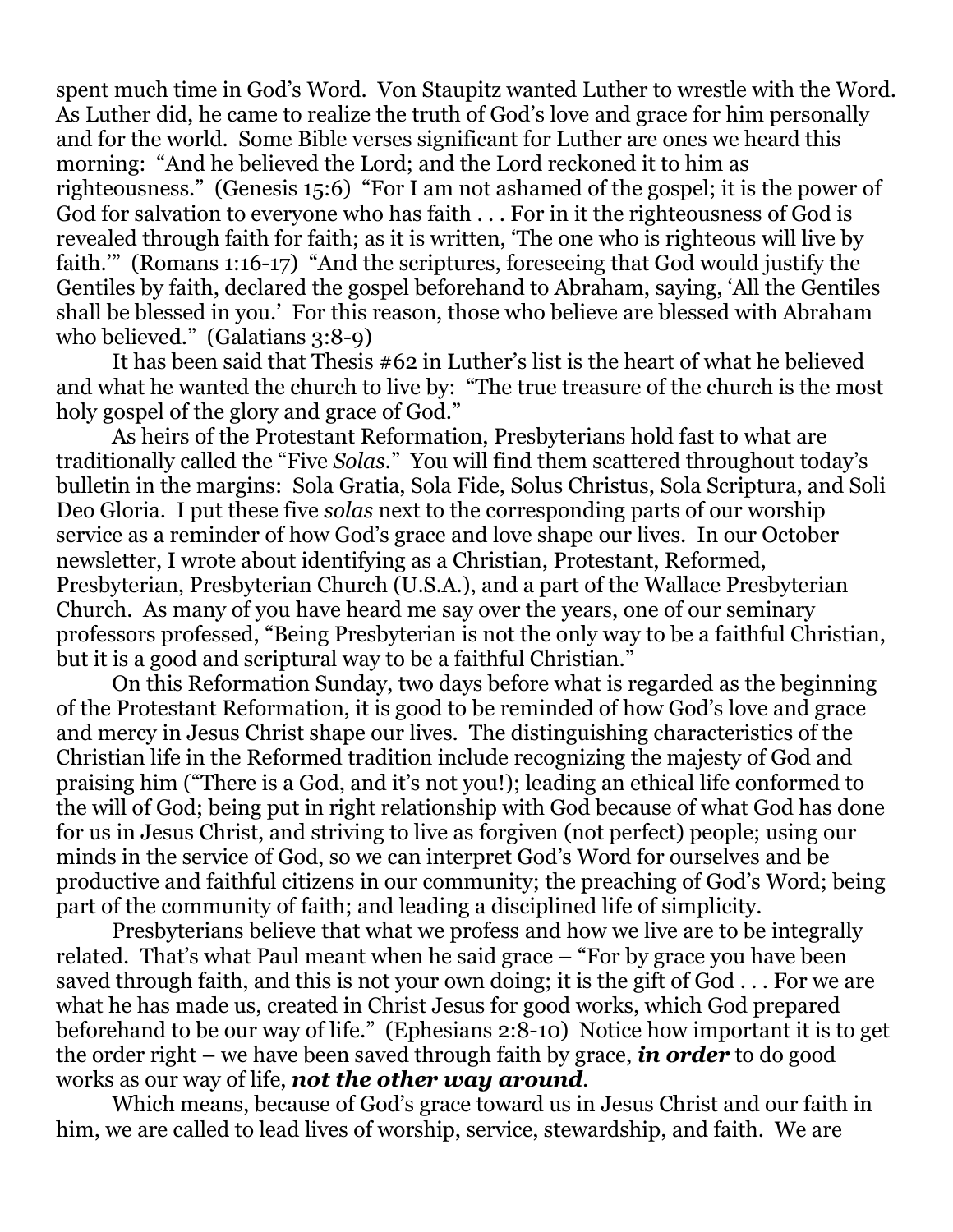spent much time in God's Word. Von Staupitz wanted Luther to wrestle with the Word. As Luther did, he came to realize the truth of God's love and grace for him personally and for the world. Some Bible verses significant for Luther are ones we heard this morning: "And he believed the Lord; and the Lord reckoned it to him as righteousness." (Genesis 15:6) "For I am not ashamed of the gospel; it is the power of God for salvation to everyone who has faith . . . For in it the righteousness of God is revealed through faith for faith; as it is written, 'The one who is righteous will live by faith.'" (Romans 1:16-17) "And the scriptures, foreseeing that God would justify the Gentiles by faith, declared the gospel beforehand to Abraham, saying, 'All the Gentiles shall be blessed in you.' For this reason, those who believe are blessed with Abraham who believed." (Galatians 3:8-9)

It has been said that Thesis #62 in Luther's list is the heart of what he believed and what he wanted the church to live by: "The true treasure of the church is the most holy gospel of the glory and grace of God."

As heirs of the Protestant Reformation, Presbyterians hold fast to what are traditionally called the "Five *Solas*." You will find them scattered throughout today's bulletin in the margins: Sola Gratia, Sola Fide, Solus Christus, Sola Scriptura, and Soli Deo Gloria. I put these five *solas* next to the corresponding parts of our worship service as a reminder of how God's grace and love shape our lives. In our October newsletter, I wrote about identifying as a Christian, Protestant, Reformed, Presbyterian, Presbyterian Church (U.S.A.), and a part of the Wallace Presbyterian Church. As many of you have heard me say over the years, one of our seminary professors professed, "Being Presbyterian is not the only way to be a faithful Christian, but it is a good and scriptural way to be a faithful Christian."

On this Reformation Sunday, two days before what is regarded as the beginning of the Protestant Reformation, it is good to be reminded of how God's love and grace and mercy in Jesus Christ shape our lives. The distinguishing characteristics of the Christian life in the Reformed tradition include recognizing the majesty of God and praising him ("There is a God, and it's not you!); leading an ethical life conformed to the will of God; being put in right relationship with God because of what God has done for us in Jesus Christ, and striving to live as forgiven (not perfect) people; using our minds in the service of God, so we can interpret God's Word for ourselves and be productive and faithful citizens in our community; the preaching of God's Word; being part of the community of faith; and leading a disciplined life of simplicity.

Presbyterians believe that what we profess and how we live are to be integrally related. That's what Paul meant when he said grace – "For by grace you have been saved through faith, and this is not your own doing; it is the gift of God . . . For we are what he has made us, created in Christ Jesus for good works, which God prepared beforehand to be our way of life." (Ephesians 2:8-10) Notice how important it is to get the order right – we have been saved through faith by grace, ***in order*** to do good works as our way of life, ***not the other way around***.

Which means, because of God's grace toward us in Jesus Christ and our faith in him, we are called to lead lives of worship, service, stewardship, and faith. We are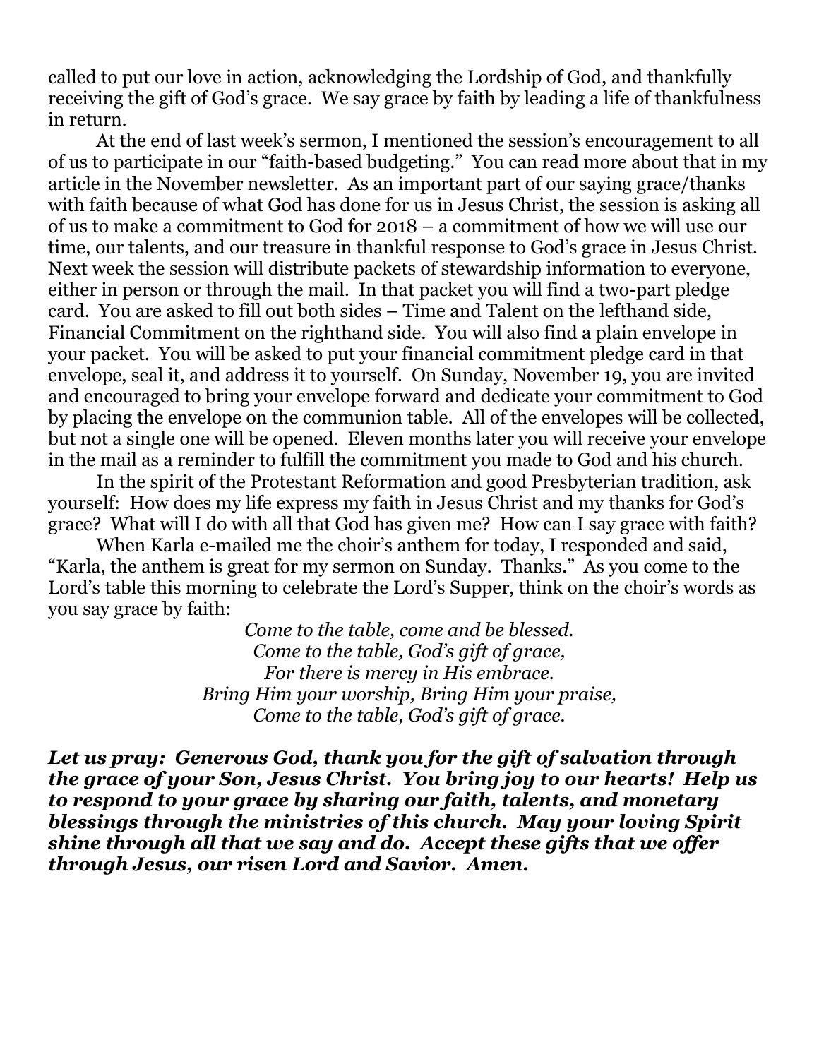called to put our love in action, acknowledging the Lordship of God, and thankfully receiving the gift of God's grace. We say grace by faith by leading a life of thankfulness in return.

At the end of last week's sermon, I mentioned the session's encouragement to all of us to participate in our "faith-based budgeting." You can read more about that in my article in the November newsletter. As an important part of our saying grace/thanks with faith because of what God has done for us in Jesus Christ, the session is asking all of us to make a commitment to God for 2018 – a commitment of how we will use our time, our talents, and our treasure in thankful response to God's grace in Jesus Christ. Next week the session will distribute packets of stewardship information to everyone, either in person or through the mail. In that packet you will find a two-part pledge card. You are asked to fill out both sides – Time and Talent on the lefthand side, Financial Commitment on the righthand side. You will also find a plain envelope in your packet. You will be asked to put your financial commitment pledge card in that envelope, seal it, and address it to yourself. On Sunday, November 19, you are invited and encouraged to bring your envelope forward and dedicate your commitment to God by placing the envelope on the communion table. All of the envelopes will be collected, but not a single one will be opened. Eleven months later you will receive your envelope in the mail as a reminder to fulfill the commitment you made to God and his church.

In the spirit of the Protestant Reformation and good Presbyterian tradition, ask yourself: How does my life express my faith in Jesus Christ and my thanks for God's grace? What will I do with all that God has given me? How can I say grace with faith?

When Karla e-mailed me the choir's anthem for today, I responded and said, "Karla, the anthem is great for my sermon on Sunday. Thanks." As you come to the Lord's table this morning to celebrate the Lord's Supper, think on the choir's words as you say grace by faith:

*Come to the table, come and be blessed.*
*Come to the table, God's gift of grace,*
*For there is mercy in His embrace.*
*Bring Him your worship, Bring Him your praise,*
*Come to the table, God's gift of grace.*

***Let us pray: Generous God, thank you for the gift of salvation through the grace of your Son, Jesus Christ. You bring joy to our hearts! Help us to respond to your grace by sharing our faith, talents, and monetary blessings through the ministries of this church. May your loving Spirit shine through all that we say and do. Accept these gifts that we offer through Jesus, our risen Lord and Savior. Amen.***